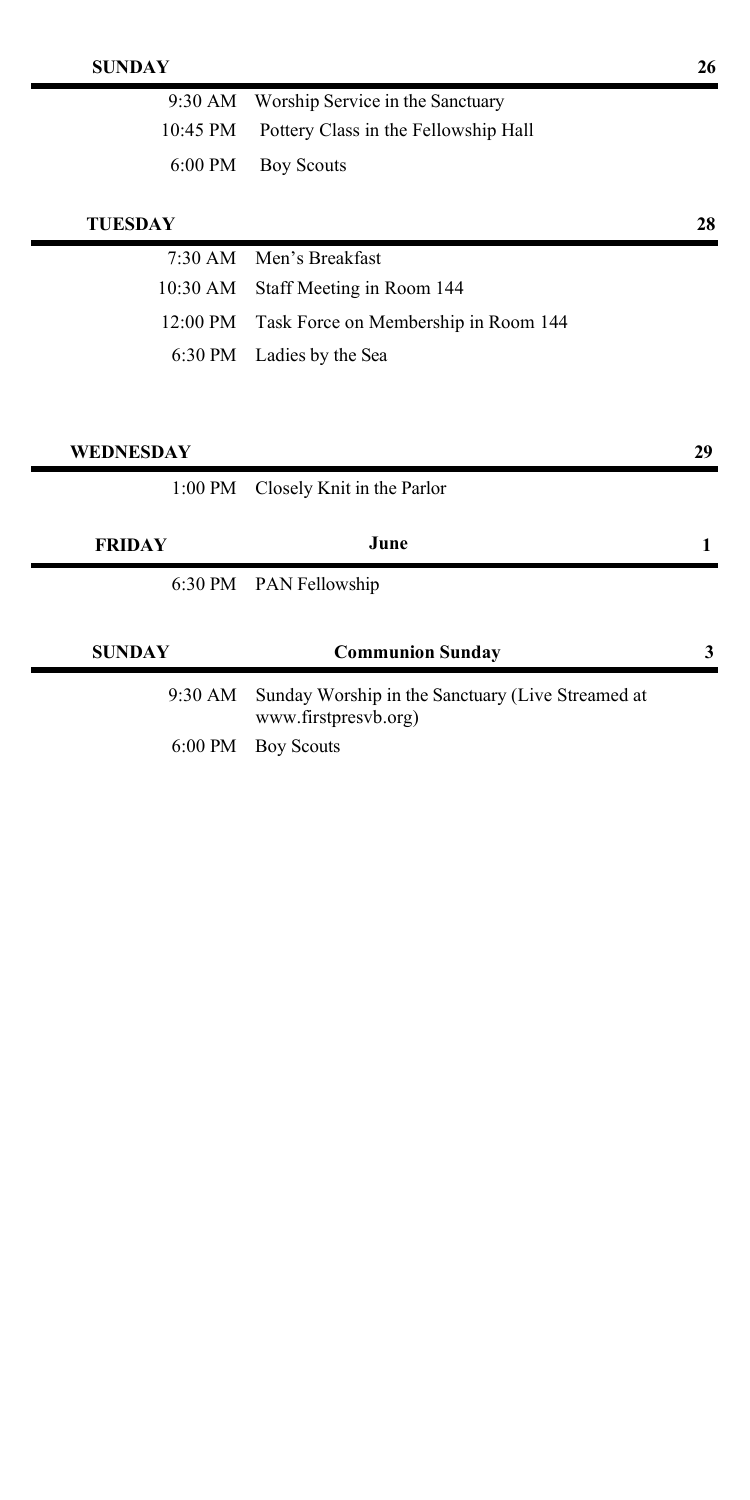| SUNDAY | | 26 |
|---|---|---|
| 9:30 AM | Worship Service in the Sanctuary | |
| 10:45 PM | Pottery Class in the Fellowship Hall | |
| 6:00 PM | Boy Scouts | |

| TUESDAY | | 28 |
|---|---|---|
| 7:30 AM | Men's Breakfast | |
| 10:30 AM | Staff Meeting in Room 144 | |
| 12:00 PM | Task Force on Membership in Room 144 | |
| 6:30 PM | Ladies by the Sea | |

| WEDNESDAY | | 29 |
|---|---|---|
| 1:00 PM | Closely Knit in the Parlor | |

| FRIDAY | June | 1 |
|---|---|---|
| 6:30 PM | PAN Fellowship | |

| SUNDAY | Communion Sunday | 3 |
|---|---|---|
| 9:30 AM | Sunday Worship in the Sanctuary (Live Streamed at www.firstpresvb.org) | |
| 6:00 PM | Boy Scouts | |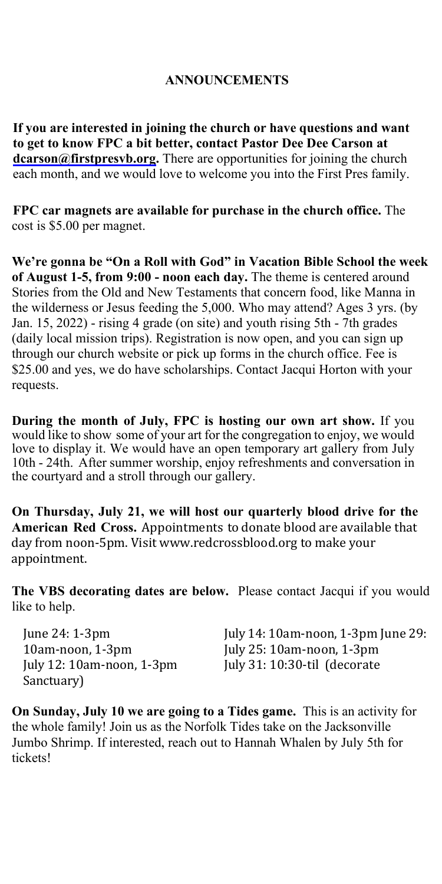## ANNOUNCEMENTS

**If you are interested in joining the church or have questions and want to get to know FPC a bit better, contact Pastor Dee Dee Carson at dcarson@firstpresvb.org.** There are opportunities for joining the church each month, and we would love to welcome you into the First Pres family.

**FPC car magnets are available for purchase in the church office.** The cost is $5.00 per magnet.

**We're gonna be "On a Roll with God" in Vacation Bible School the week of August 1-5, from 9:00 - noon each day.** The theme is centered around Stories from the Old and New Testaments that concern food, like Manna in the wilderness or Jesus feeding the 5,000. Who may attend? Ages 3 yrs. (by Jan. 15, 2022) - rising 4 grade (on site) and youth rising 5th - 7th grades (daily local mission trips). Registration is now open, and you can sign up through our church website or pick up forms in the church office. Fee is $25.00 and yes, we do have scholarships. Contact Jacqui Horton with your requests.

**During the month of July, FPC is hosting our own art show.** If you would like to show some of your art for the congregation to enjoy, we would love to display it. We would have an open temporary art gallery from July 10th - 24th. After summer worship, enjoy refreshments and conversation in the courtyard and a stroll through our gallery.

**On Thursday, July 21, we will host our quarterly blood drive for the American Red Cross.** Appointments to donate blood are available that day from noon-5pm. Visit www.redcrossblood.org to make your appointment.

**The VBS decorating dates are below.** Please contact Jacqui if you would like to help.

June 24: 1-3pm
June 29: 10am-noon, 1-3pm
July 12: 10am-noon, 1-3pm
July 14: 10am-noon, 1-3pm
July 25: 10am-noon, 1-3pm
July 31: 10:30-til (decorate Sanctuary)

**On Sunday, July 10 we are going to a Tides game.** This is an activity for the whole family! Join us as the Norfolk Tides take on the Jacksonville Jumbo Shrimp. If interested, reach out to Hannah Whalen by July 5th for tickets!